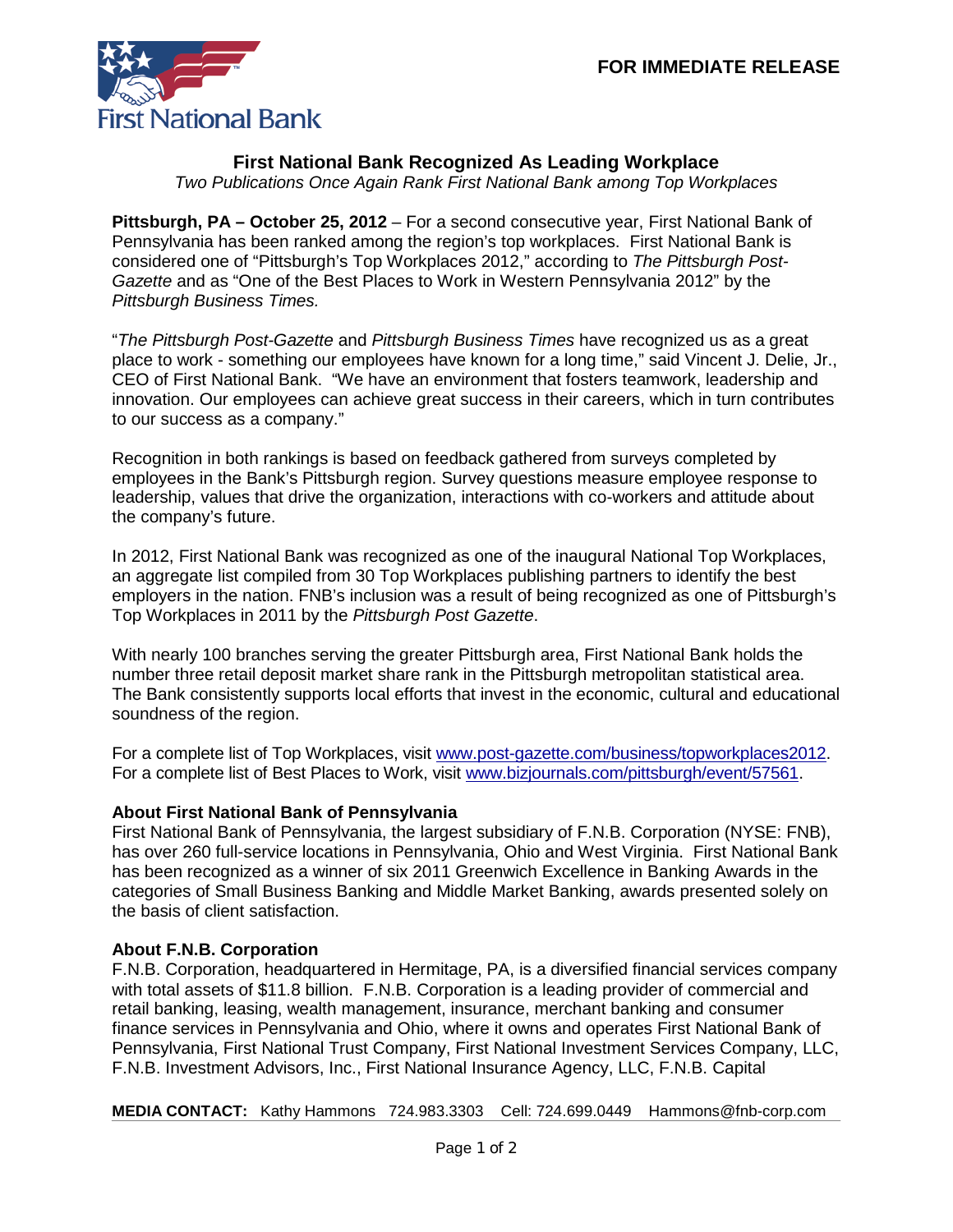First National Bank

**FOR IMMEDIATE RELEASE**

# First National Bank Recognized As Leading Workplace

*Two Publications Once Again Rank First National Bank among Top Workplaces*

**Pittsburgh, PA – October 25, 2012** – For a second consecutive year, First National Bank of Pennsylvania has been ranked among the region's top workplaces. First National Bank is considered one of "Pittsburgh's Top Workplaces 2012," according to *The Pittsburgh Post-Gazette* and as "One of the Best Places to Work in Western Pennsylvania 2012" by the *Pittsburgh Business Times.*

"*The Pittsburgh Post-Gazette* and *Pittsburgh Business Times* have recognized us as a great place to work - something our employees have known for a long time," said Vincent J. Delie, Jr., CEO of First National Bank. "We have an environment that fosters teamwork, leadership and innovation. Our employees can achieve great success in their careers, which in turn contributes to our success as a company."

Recognition in both rankings is based on feedback gathered from surveys completed by employees in the Bank's Pittsburgh region. Survey questions measure employee response to leadership, values that drive the organization, interactions with co-workers and attitude about the company's future.

In 2012, First National Bank was recognized as one of the inaugural National Top Workplaces, an aggregate list compiled from 30 Top Workplaces publishing partners to identify the best employers in the nation. FNB's inclusion was a result of being recognized as one of Pittsburgh's Top Workplaces in 2011 by the *Pittsburgh Post Gazette*.

With nearly 100 branches serving the greater Pittsburgh area, First National Bank holds the number three retail deposit market share rank in the Pittsburgh metropolitan statistical area. The Bank consistently supports local efforts that invest in the economic, cultural and educational soundness of the region.

For a complete list of Top Workplaces, visit www.post-gazette.com/business/topworkplaces2012.
For a complete list of Best Places to Work, visit www.bizjournals.com/pittsburgh/event/57561.

### About First National Bank of Pennsylvania

First National Bank of Pennsylvania, the largest subsidiary of F.N.B. Corporation (NYSE: FNB), has over 260 full-service locations in Pennsylvania, Ohio and West Virginia. First National Bank has been recognized as a winner of six 2011 Greenwich Excellence in Banking Awards in the categories of Small Business Banking and Middle Market Banking, awards presented solely on the basis of client satisfaction.

### About F.N.B. Corporation

F.N.B. Corporation, headquartered in Hermitage, PA, is a diversified financial services company with total assets of $11.8 billion. F.N.B. Corporation is a leading provider of commercial and retail banking, leasing, wealth management, insurance, merchant banking and consumer finance services in Pennsylvania and Ohio, where it owns and operates First National Bank of Pennsylvania, First National Trust Company, First National Investment Services Company, LLC, F.N.B. Investment Advisors, Inc., First National Insurance Agency, LLC, F.N.B. Capital

**MEDIA CONTACT:** Kathy Hammons 724.983.3303 Cell: 724.699.0449 Hammons@fnb-corp.com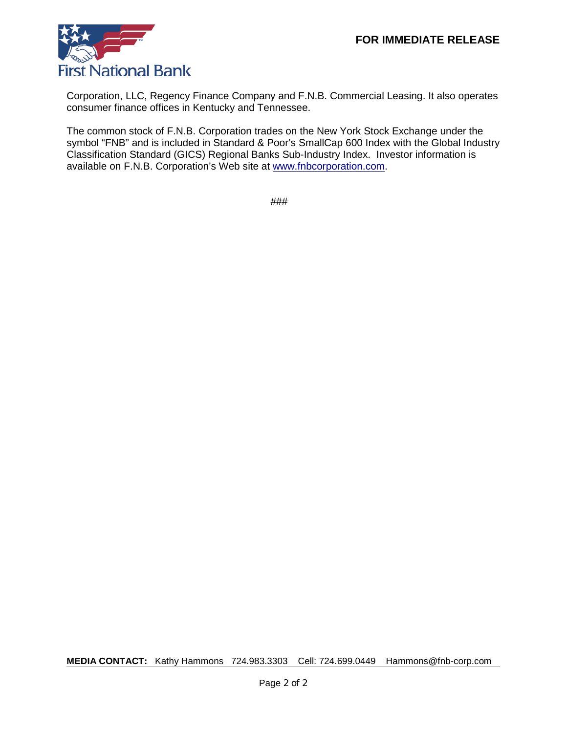Corporation, LLC, Regency Finance Company and F.N.B. Commercial Leasing. It also operates consumer finance offices in Kentucky and Tennessee.

The common stock of F.N.B. Corporation trades on the New York Stock Exchange under the symbol “FNB” and is included in Standard & Poor’s SmallCap 600 Index with the Global Industry Classification Standard (GICS) Regional Banks Sub-Industry Index.  Investor information is available on F.N.B. Corporation’s Web site at [www.fnbcorporation.com](http://www.fnbcorporation.com).

###

**MEDIA CONTACT:** Kathy Hammons   724.983.3303   Cell: 724.699.0449   Hammons@fnb-corp.com